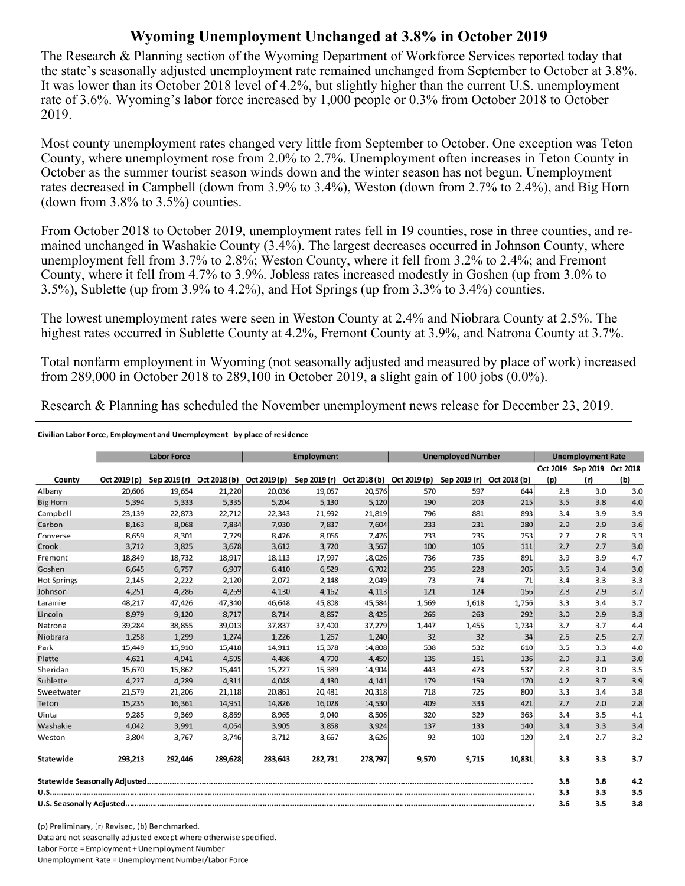# Wyoming Unemployment Unchanged at 3.8% in October 2019

The Research & Planning section of the Wyoming Department of Workforce Services reported today that the state's seasonally adjusted unemployment rate remained unchanged from September to October at 3.8%. It was lower than its October 2018 level of 4.2%, but slightly higher than the current U.S. unemployment rate of 3.6%. Wyoming's labor force increased by 1,000 people or 0.3% from October 2018 to October 2019.

Most county unemployment rates changed very little from September to October. One exception was Teton County, where unemployment rose from 2.0% to 2.7%. Unemployment often increases in Teton County in October as the summer tourist season winds down and the winter season has not begun. Unemployment rates decreased in Campbell (down from 3.9% to 3.4%), Weston (down from 2.7% to 2.4%), and Big Horn (down from 3.8% to 3.5%) counties.

From October 2018 to October 2019, unemployment rates fell in 19 counties, rose in three counties, and remained unchanged in Washakie County (3.4%). The largest decreases occurred in Johnson County, where unemployment fell from 3.7% to 2.8%; Weston County, where it fell from 3.2% to 2.4%; and Fremont County, where it fell from 4.7% to 3.9%. Jobless rates increased modestly in Goshen (up from 3.0% to 3.5%), Sublette (up from 3.9% to 4.2%), and Hot Springs (up from 3.3% to 3.4%) counties.

The lowest unemployment rates were seen in Weston County at 2.4% and Niobrara County at 2.5%. The highest rates occurred in Sublette County at 4.2%, Fremont County at 3.9%, and Natrona County at 3.7%.

Total nonfarm employment in Wyoming (not seasonally adjusted and measured by place of work) increased from 289,000 in October 2018 to 289,100 in October 2019, a slight gain of 100 jobs (0.0%).

Research & Planning has scheduled the November unemployment news release for December 23, 2019.

**Civilian Labor Force, Employment and Unemployment--by place of residence**

| | Labor Force | | | Employment | | | Unemployed Number | | | Unemployment Rate | | |
|---|---|---|---|---|---|---|---|---|---|---|---|---|
| County | Oct 2019 (p) | Sep 2019 (r) | Oct 2018 (b) | Oct 2019 (p) | Sep 2019 (r) | Oct 2018 (b) | Oct 2019 (p) | Sep 2019 (r) | Oct 2018 (b) | Oct 2019 (p) | Sep 2019 (r) | Oct 2018 (b) |
| Albany | 20,606 | 19,654 | 21,220 | 20,036 | 19,057 | 20,576 | 570 | 597 | 644 | 2.8 | 3.0 | 3.0 |
| Big Horn | 5,394 | 5,333 | 5,335 | 5,204 | 5,130 | 5,120 | 190 | 203 | 215 | 3.5 | 3.8 | 4.0 |
| Campbell | 23,139 | 22,873 | 22,712 | 22,343 | 21,992 | 21,819 | 796 | 881 | 893 | 3.4 | 3.9 | 3.9 |
| Carbon | 8,163 | 8,068 | 7,884 | 7,930 | 7,837 | 7,604 | 233 | 231 | 280 | 2.9 | 2.9 | 3.6 |
| Converse | 8,659 | 8,301 | 7,729 | 8,426 | 8,066 | 7,476 | 233 | 235 | 253 | 2.7 | 2.8 | 3.3 |
| Crook | 3,712 | 3,825 | 3,678 | 3,612 | 3,720 | 3,567 | 100 | 105 | 111 | 2.7 | 2.7 | 3.0 |
| Fremont | 18,849 | 18,732 | 18,917 | 18,113 | 17,997 | 18,026 | 736 | 735 | 891 | 3.9 | 3.9 | 4.7 |
| Goshen | 6,645 | 6,757 | 6,907 | 6,410 | 6,529 | 6,702 | 235 | 228 | 205 | 3.5 | 3.4 | 3.0 |
| Hot Springs | 2,145 | 2,222 | 2,120 | 2,072 | 2,148 | 2,049 | 73 | 74 | 71 | 3.4 | 3.3 | 3.3 |
| Johnson | 4,251 | 4,286 | 4,269 | 4,130 | 4,162 | 4,113 | 121 | 124 | 156 | 2.8 | 2.9 | 3.7 |
| Laramie | 48,217 | 47,426 | 47,340 | 46,648 | 45,808 | 45,584 | 1,569 | 1,618 | 1,756 | 3.3 | 3.4 | 3.7 |
| Lincoln | 8,979 | 9,120 | 8,717 | 8,714 | 8,857 | 8,425 | 265 | 263 | 292 | 3.0 | 2.9 | 3.3 |
| Natrona | 39,284 | 38,855 | 39,013 | 37,837 | 37,400 | 37,279 | 1,447 | 1,455 | 1,734 | 3.7 | 3.7 | 4.4 |
| Niobrara | 1,258 | 1,299 | 1,274 | 1,226 | 1,267 | 1,240 | 32 | 32 | 34 | 2.5 | 2.5 | 2.7 |
| Park | 15,449 | 15,910 | 15,418 | 14,911 | 15,378 | 14,808 | 538 | 532 | 610 | 3.5 | 3.3 | 4.0 |
| Platte | 4,621 | 4,941 | 4,595 | 4,486 | 4,790 | 4,459 | 135 | 151 | 136 | 2.9 | 3.1 | 3.0 |
| Sheridan | 15,670 | 15,862 | 15,441 | 15,227 | 15,389 | 14,904 | 443 | 473 | 537 | 2.8 | 3.0 | 3.5 |
| Sublette | 4,227 | 4,289 | 4,311 | 4,048 | 4,130 | 4,141 | 179 | 159 | 170 | 4.2 | 3.7 | 3.9 |
| Sweetwater | 21,579 | 21,206 | 21,118 | 20,861 | 20,481 | 20,318 | 718 | 725 | 800 | 3.3 | 3.4 | 3.8 |
| Teton | 15,235 | 16,361 | 14,951 | 14,826 | 16,028 | 14,530 | 409 | 333 | 421 | 2.7 | 2.0 | 2.8 |
| Uinta | 9,285 | 9,369 | 8,869 | 8,965 | 9,040 | 8,506 | 320 | 329 | 363 | 3.4 | 3.5 | 4.1 |
| Washakie | 4,042 | 3,991 | 4,064 | 3,905 | 3,858 | 3,924 | 137 | 133 | 140 | 3.4 | 3.3 | 3.4 |
| Weston | 3,804 | 3,767 | 3,746 | 3,712 | 3,667 | 3,626 | 92 | 100 | 120 | 2.4 | 2.7 | 3.2 |
| **Statewide** | **293,213** | **292,446** | **289,628** | **283,643** | **282,731** | **278,797** | **9,570** | **9,715** | **10,831** | **3.3** | **3.3** | **3.7** |
| **Statewide Seasonally Adjusted** | | | | | | | | | | **3.8** | **3.8** | **4.2** |
| **U.S.** | | | | | | | | | | **3.3** | **3.3** | **3.5** |
| **U.S. Seasonally Adjusted** | | | | | | | | | | **3.6** | **3.5** | **3.8** |

(p) Preliminary, (r) Revised, (b) Benchmarked.
Data are not seasonally adjusted except where otherwise specified.
Labor Force = Employment + Unemployment Number
Unemployment Rate = Unemployment Number/Labor Force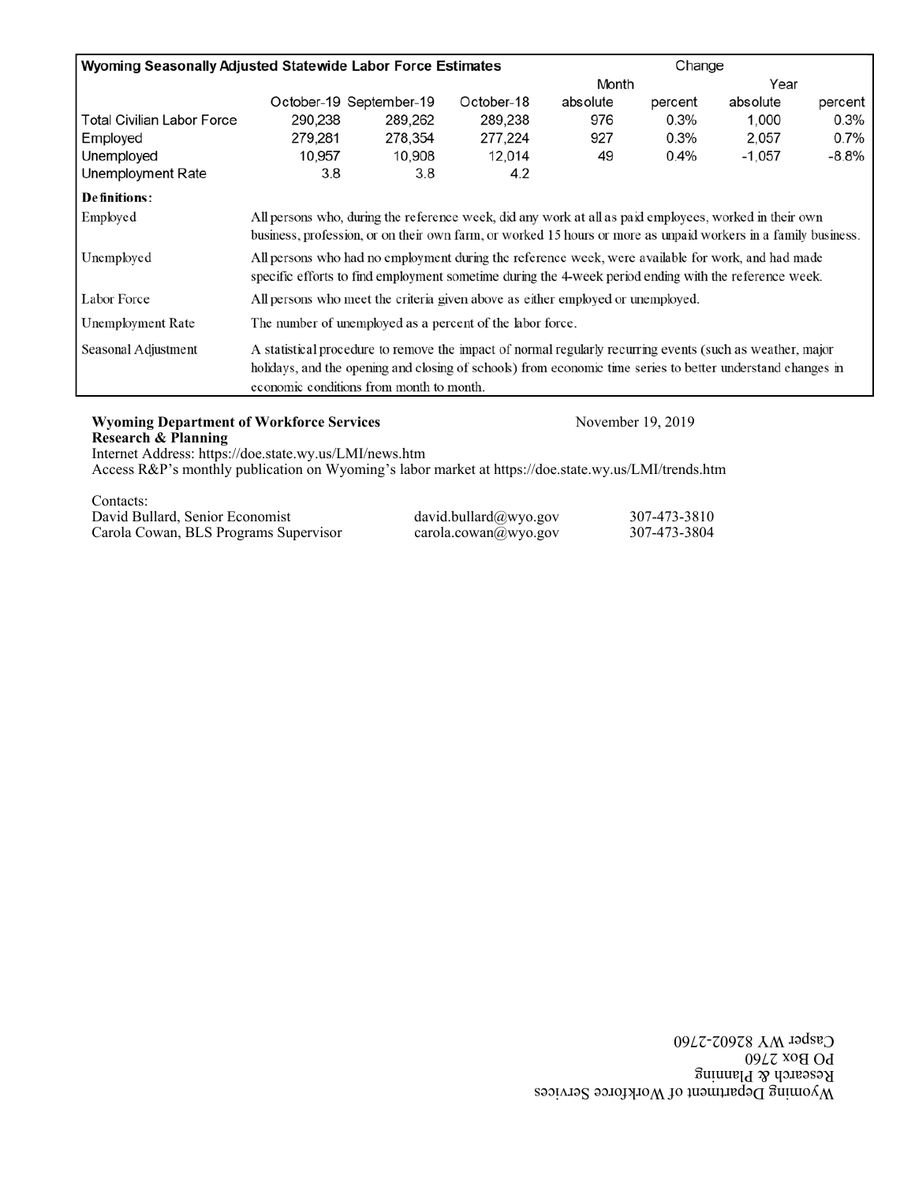| Wyoming Seasonally Adjusted Statewide Labor Force Estimates | | | | Change | | | |
|---|---|---|---|---|---|---|---|
| | | | | Month | | Year | |
| | October-19 | September-19 | October-18 | absolute | percent | absolute | percent |
| Total Civilian Labor Force | 290,238 | 289,262 | 289,238 | 976 | 0.3% | 1,000 | 0.3% |
| Employed | 279,281 | 278,354 | 277,224 | 927 | 0.3% | 2,057 | 0.7% |
| Unemployed | 10,957 | 10,908 | 12,014 | 49 | 0.4% | -1,057 | -8.8% |
| Unemployment Rate | 3.8 | 3.8 | 4.2 | | | | |

**Definitions:**

| | |
|---|---|
| Employed | All persons who, during the reference week, did any work at all as paid employees, worked in their own business, profession, or on their own farm, or worked 15 hours or more as unpaid workers in a family business. |
| Unemployed | All persons who had no employment during the reference week, were available for work, and had made specific efforts to find employment sometime during the 4-week period ending with the reference week. |
| Labor Force | All persons who meet the criteria given above as either employed or unemployed. |
| Unemployment Rate | The number of unemployed as a percent of the labor force. |
| Seasonal Adjustment | A statistical procedure to remove the impact of normal regularly recurring events (such as weather, major holidays, and the opening and closing of schools) from economic time series to better understand changes in economic conditions from month to month. |

**Wyoming Department of Workforce Services**
**Research & Planning**

November 19, 2019

Internet Address: https://doe.state.wy.us/LMI/news.htm
Access R&P's monthly publication on Wyoming's labor market at https://doe.state.wy.us/LMI/trends.htm

Contacts:

| | | |
|---|---|---|
| David Bullard, Senior Economist | david.bullard@wyo.gov | 307-473-3810 |
| Carola Cowan, BLS Programs Supervisor | carola.cowan@wyo.gov | 307-473-3804 |

Wyoming Department of Workforce Services
Research & Planning
PO Box 2760
Casper WY 82602-2760